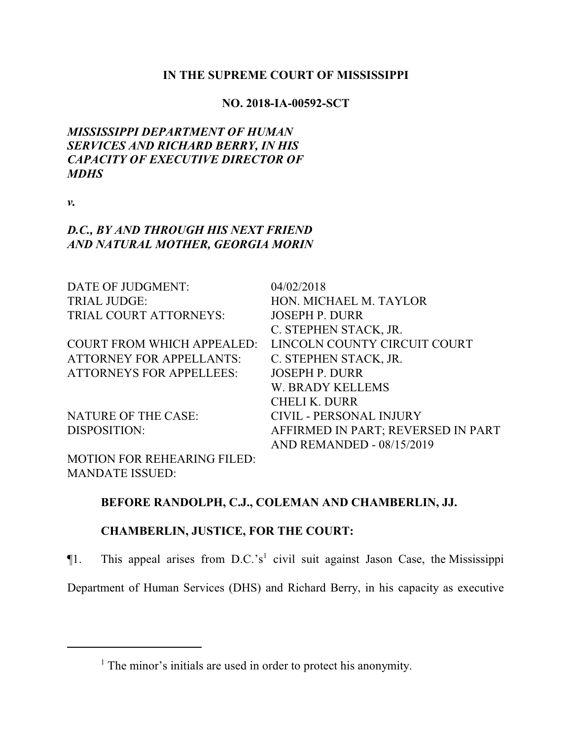**IN THE SUPREME COURT OF MISSISSIPPI**

**NO. 2018-IA-00592-SCT**

***MISSISSIPPI DEPARTMENT OF HUMAN SERVICES AND RICHARD BERRY, IN HIS CAPACITY OF EXECUTIVE DIRECTOR OF MDHS***

***v.***

***D.C., BY AND THROUGH HIS NEXT FRIEND AND NATURAL MOTHER, GEORGIA MORIN***

| | |
|---|---|
| DATE OF JUDGMENT: | 04/02/2018 |
| TRIAL JUDGE: | HON. MICHAEL M. TAYLOR |
| TRIAL COURT ATTORNEYS: | JOSEPH P. DURR<br>C. STEPHEN STACK, JR. |
| COURT FROM WHICH APPEALED: | LINCOLN COUNTY CIRCUIT COURT |
| ATTORNEY FOR APPELLANTS: | C. STEPHEN STACK, JR. |
| ATTORNEYS FOR APPELLEES: | JOSEPH P. DURR<br>W. BRADY KELLEMS<br>CHELI K. DURR |
| NATURE OF THE CASE: | CIVIL - PERSONAL INJURY |
| DISPOSITION: | AFFIRMED IN PART; REVERSED IN PART AND REMANDED - 08/15/2019 |
| MOTION FOR REHEARING FILED: | |
| MANDATE ISSUED: | |

**BEFORE RANDOLPH, C.J., COLEMAN AND CHAMBERLIN, JJ.**

**CHAMBERLIN, JUSTICE, FOR THE COURT:**

¶1. This appeal arises from D.C.'s[1] civil suit against Jason Case, the Mississippi Department of Human Services (DHS) and Richard Berry, in his capacity as executive

[1] The minor's initials are used in order to protect his anonymity.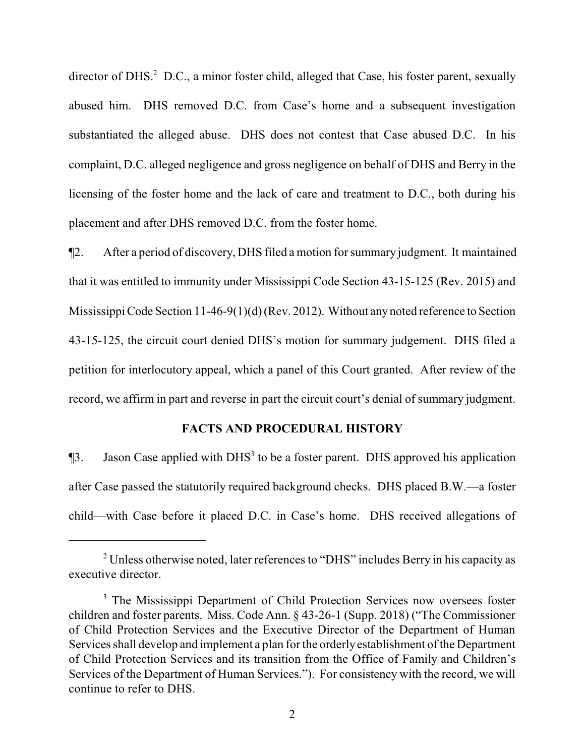director of DHS.[2] D.C., a minor foster child, alleged that Case, his foster parent, sexually abused him. DHS removed D.C. from Case's home and a subsequent investigation substantiated the alleged abuse. DHS does not contest that Case abused D.C. In his complaint, D.C. alleged negligence and gross negligence on behalf of DHS and Berry in the licensing of the foster home and the lack of care and treatment to D.C., both during his placement and after DHS removed D.C. from the foster home.

¶2. After a period of discovery, DHS filed a motion for summary judgment. It maintained that it was entitled to immunity under Mississippi Code Section 43-15-125 (Rev. 2015) and Mississippi Code Section 11-46-9(1)(d) (Rev. 2012). Without any noted reference to Section 43-15-125, the circuit court denied DHS's motion for summary judgement. DHS filed a petition for interlocutory appeal, which a panel of this Court granted. After review of the record, we affirm in part and reverse in part the circuit court's denial of summary judgment.

## FACTS AND PROCEDURAL HISTORY

¶3. Jason Case applied with DHS[3] to be a foster parent. DHS approved his application after Case passed the statutorily required background checks. DHS placed B.W.—a foster child—with Case before it placed D.C. in Case's home. DHS received allegations of

---

[2] Unless otherwise noted, later references to "DHS" includes Berry in his capacity as executive director.

[3] The Mississippi Department of Child Protection Services now oversees foster children and foster parents. Miss. Code Ann. § 43-26-1 (Supp. 2018) ("The Commissioner of Child Protection Services and the Executive Director of the Department of Human Services shall develop and implement a plan for the orderly establishment of the Department of Child Protection Services and its transition from the Office of Family and Children's Services of the Department of Human Services."). For consistency with the record, we will continue to refer to DHS.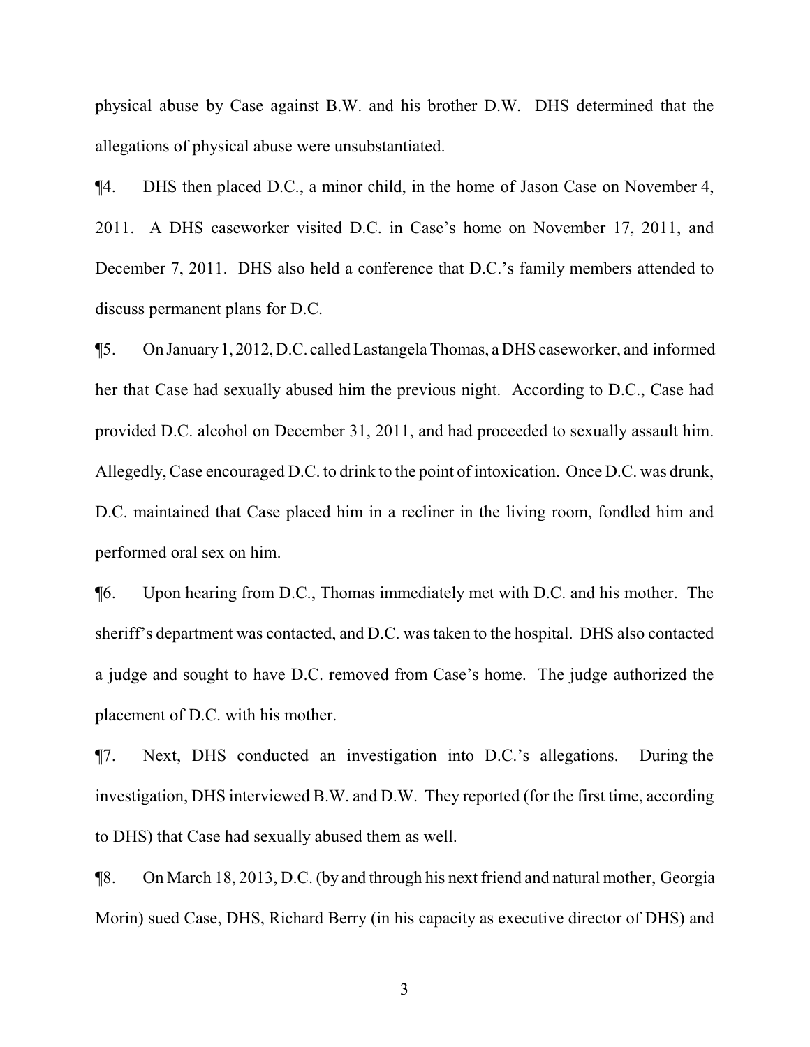physical abuse by Case against B.W. and his brother D.W. DHS determined that the allegations of physical abuse were unsubstantiated.

¶4. DHS then placed D.C., a minor child, in the home of Jason Case on November 4, 2011. A DHS caseworker visited D.C. in Case's home on November 17, 2011, and December 7, 2011. DHS also held a conference that D.C.'s family members attended to discuss permanent plans for D.C.

¶5. On January 1, 2012, D.C. called Lastangela Thomas, a DHS caseworker, and informed her that Case had sexually abused him the previous night. According to D.C., Case had provided D.C. alcohol on December 31, 2011, and had proceeded to sexually assault him. Allegedly, Case encouraged D.C. to drink to the point of intoxication. Once D.C. was drunk, D.C. maintained that Case placed him in a recliner in the living room, fondled him and performed oral sex on him.

¶6. Upon hearing from D.C., Thomas immediately met with D.C. and his mother. The sheriff's department was contacted, and D.C. was taken to the hospital. DHS also contacted a judge and sought to have D.C. removed from Case's home. The judge authorized the placement of D.C. with his mother.

¶7. Next, DHS conducted an investigation into D.C.'s allegations. During the investigation, DHS interviewed B.W. and D.W. They reported (for the first time, according to DHS) that Case had sexually abused them as well.

¶8. On March 18, 2013, D.C. (by and through his next friend and natural mother, Georgia Morin) sued Case, DHS, Richard Berry (in his capacity as executive director of DHS) and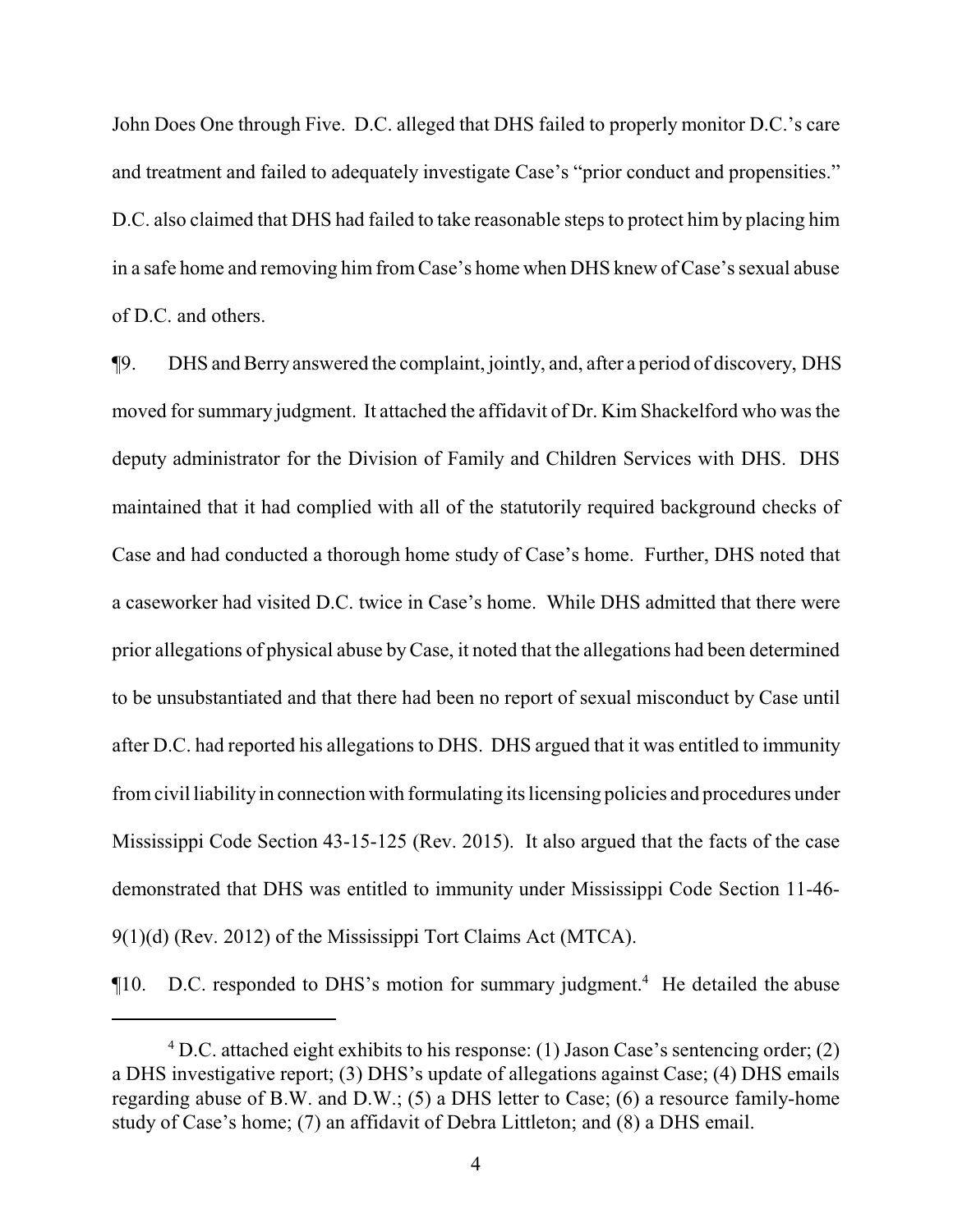John Does One through Five. D.C. alleged that DHS failed to properly monitor D.C.'s care and treatment and failed to adequately investigate Case's "prior conduct and propensities." D.C. also claimed that DHS had failed to take reasonable steps to protect him by placing him in a safe home and removing him from Case's home when DHS knew of Case's sexual abuse of D.C. and others.

¶9. DHS and Berry answered the complaint, jointly, and, after a period of discovery, DHS moved for summary judgment. It attached the affidavit of Dr. Kim Shackelford who was the deputy administrator for the Division of Family and Children Services with DHS. DHS maintained that it had complied with all of the statutorily required background checks of Case and had conducted a thorough home study of Case's home. Further, DHS noted that a caseworker had visited D.C. twice in Case's home. While DHS admitted that there were prior allegations of physical abuse by Case, it noted that the allegations had been determined to be unsubstantiated and that there had been no report of sexual misconduct by Case until after D.C. had reported his allegations to DHS. DHS argued that it was entitled to immunity from civil liability in connection with formulating its licensing policies and procedures under Mississippi Code Section 43-15-125 (Rev. 2015). It also argued that the facts of the case demonstrated that DHS was entitled to immunity under Mississippi Code Section 11-46-9(1)(d) (Rev. 2012) of the Mississippi Tort Claims Act (MTCA).

¶10. D.C. responded to DHS's motion for summary judgment.[4] He detailed the abuse

[4] D.C. attached eight exhibits to his response: (1) Jason Case's sentencing order; (2) a DHS investigative report; (3) DHS's update of allegations against Case; (4) DHS emails regarding abuse of B.W. and D.W.; (5) a DHS letter to Case; (6) a resource family-home study of Case's home; (7) an affidavit of Debra Littleton; and (8) a DHS email.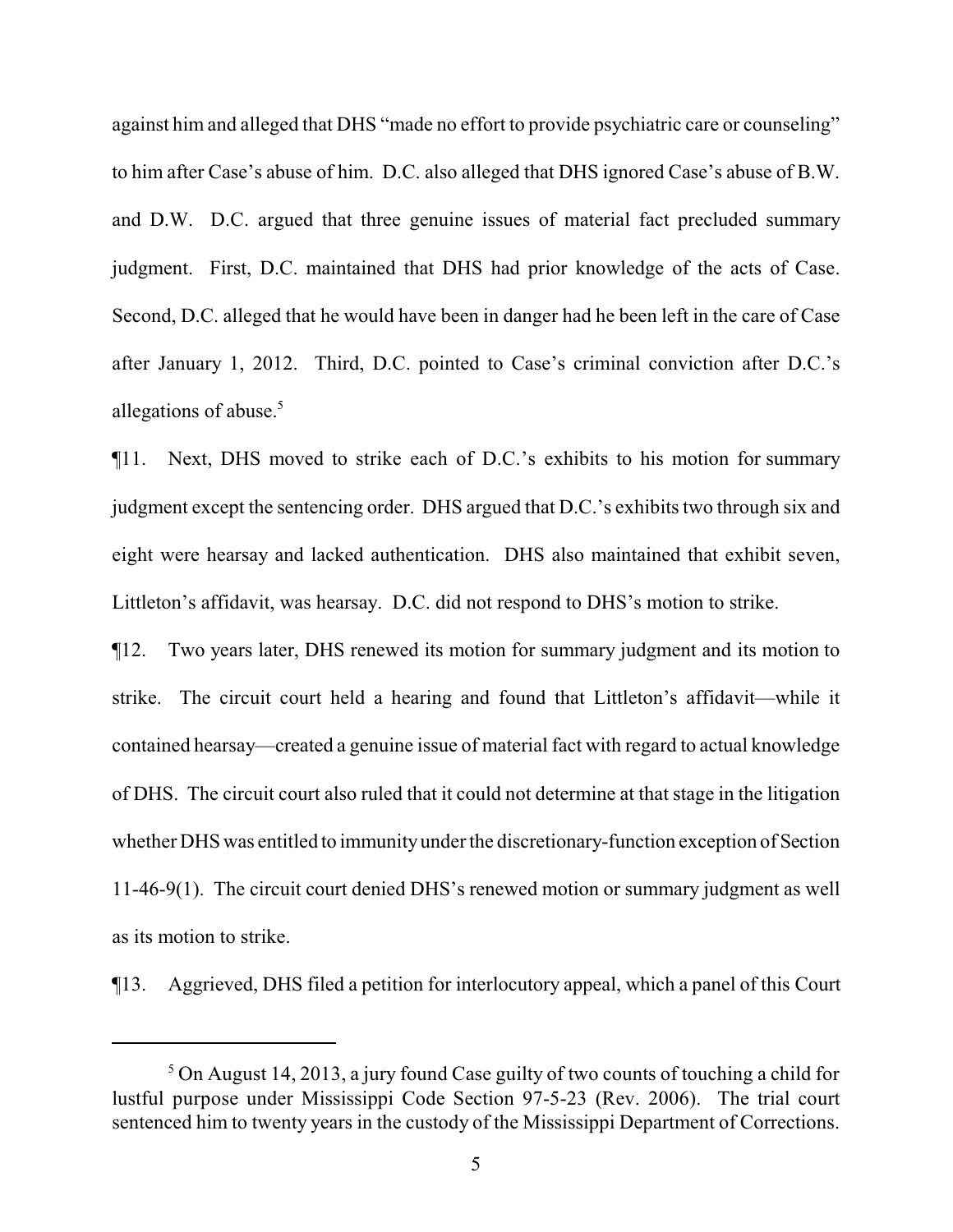against him and alleged that DHS "made no effort to provide psychiatric care or counseling" to him after Case's abuse of him. D.C. also alleged that DHS ignored Case's abuse of B.W. and D.W. D.C. argued that three genuine issues of material fact precluded summary judgment. First, D.C. maintained that DHS had prior knowledge of the acts of Case. Second, D.C. alleged that he would have been in danger had he been left in the care of Case after January 1, 2012. Third, D.C. pointed to Case's criminal conviction after D.C.'s allegations of abuse.[5]

¶11. Next, DHS moved to strike each of D.C.'s exhibits to his motion for summary judgment except the sentencing order. DHS argued that D.C.'s exhibits two through six and eight were hearsay and lacked authentication. DHS also maintained that exhibit seven, Littleton's affidavit, was hearsay. D.C. did not respond to DHS's motion to strike.

¶12. Two years later, DHS renewed its motion for summary judgment and its motion to strike. The circuit court held a hearing and found that Littleton's affidavit—while it contained hearsay—created a genuine issue of material fact with regard to actual knowledge of DHS. The circuit court also ruled that it could not determine at that stage in the litigation whether DHS was entitled to immunity under the discretionary-function exception of Section 11-46-9(1). The circuit court denied DHS's renewed motion or summary judgment as well as its motion to strike.

¶13. Aggrieved, DHS filed a petition for interlocutory appeal, which a panel of this Court

---

[5] On August 14, 2013, a jury found Case guilty of two counts of touching a child for lustful purpose under Mississippi Code Section 97-5-23 (Rev. 2006). The trial court sentenced him to twenty years in the custody of the Mississippi Department of Corrections.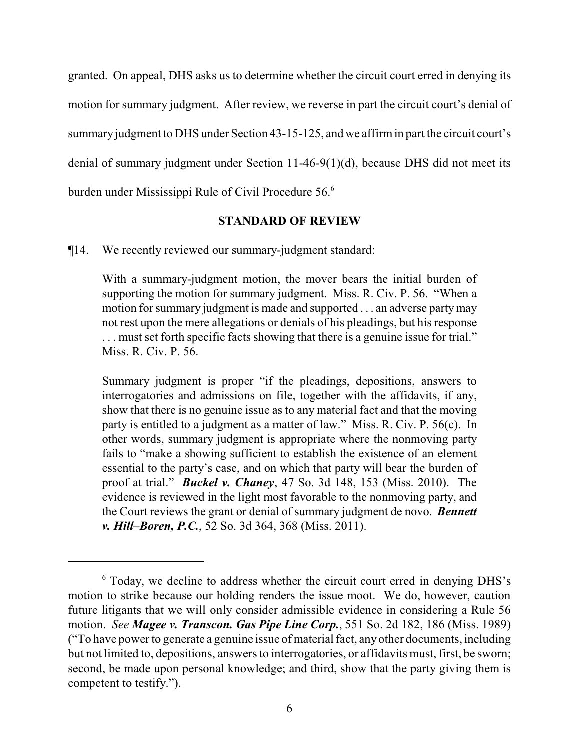granted. On appeal, DHS asks us to determine whether the circuit court erred in denying its motion for summary judgment. After review, we reverse in part the circuit court's denial of summary judgment to DHS under Section 43-15-125, and we affirm in part the circuit court's denial of summary judgment under Section 11-46-9(1)(d), because DHS did not meet its burden under Mississippi Rule of Civil Procedure 56.[6]

## STANDARD OF REVIEW

¶14. We recently reviewed our summary-judgment standard:

> With a summary-judgment motion, the mover bears the initial burden of supporting the motion for summary judgment. Miss. R. Civ. P. 56. "When a motion for summary judgment is made and supported . . . an adverse party may not rest upon the mere allegations or denials of his pleadings, but his response . . . must set forth specific facts showing that there is a genuine issue for trial." Miss. R. Civ. P. 56.
>
> Summary judgment is proper "if the pleadings, depositions, answers to interrogatories and admissions on file, together with the affidavits, if any, show that there is no genuine issue as to any material fact and that the moving party is entitled to a judgment as a matter of law." Miss. R. Civ. P. 56(c). In other words, summary judgment is appropriate where the nonmoving party fails to "make a showing sufficient to establish the existence of an element essential to the party's case, and on which that party will bear the burden of proof at trial." ***Buckel v. Chaney***, 47 So. 3d 148, 153 (Miss. 2010). The evidence is reviewed in the light most favorable to the nonmoving party, and the Court reviews the grant or denial of summary judgment de novo. ***Bennett v. Hill–Boren, P.C.***, 52 So. 3d 364, 368 (Miss. 2011).

---

[6] Today, we decline to address whether the circuit court erred in denying DHS's motion to strike because our holding renders the issue moot. We do, however, caution future litigants that we will only consider admissible evidence in considering a Rule 56 motion. *See* ***Magee v. Transcon. Gas Pipe Line Corp.***, 551 So. 2d 182, 186 (Miss. 1989) ("To have power to generate a genuine issue of material fact, any other documents, including but not limited to, depositions, answers to interrogatories, or affidavits must, first, be sworn; second, be made upon personal knowledge; and third, show that the party giving them is competent to testify.").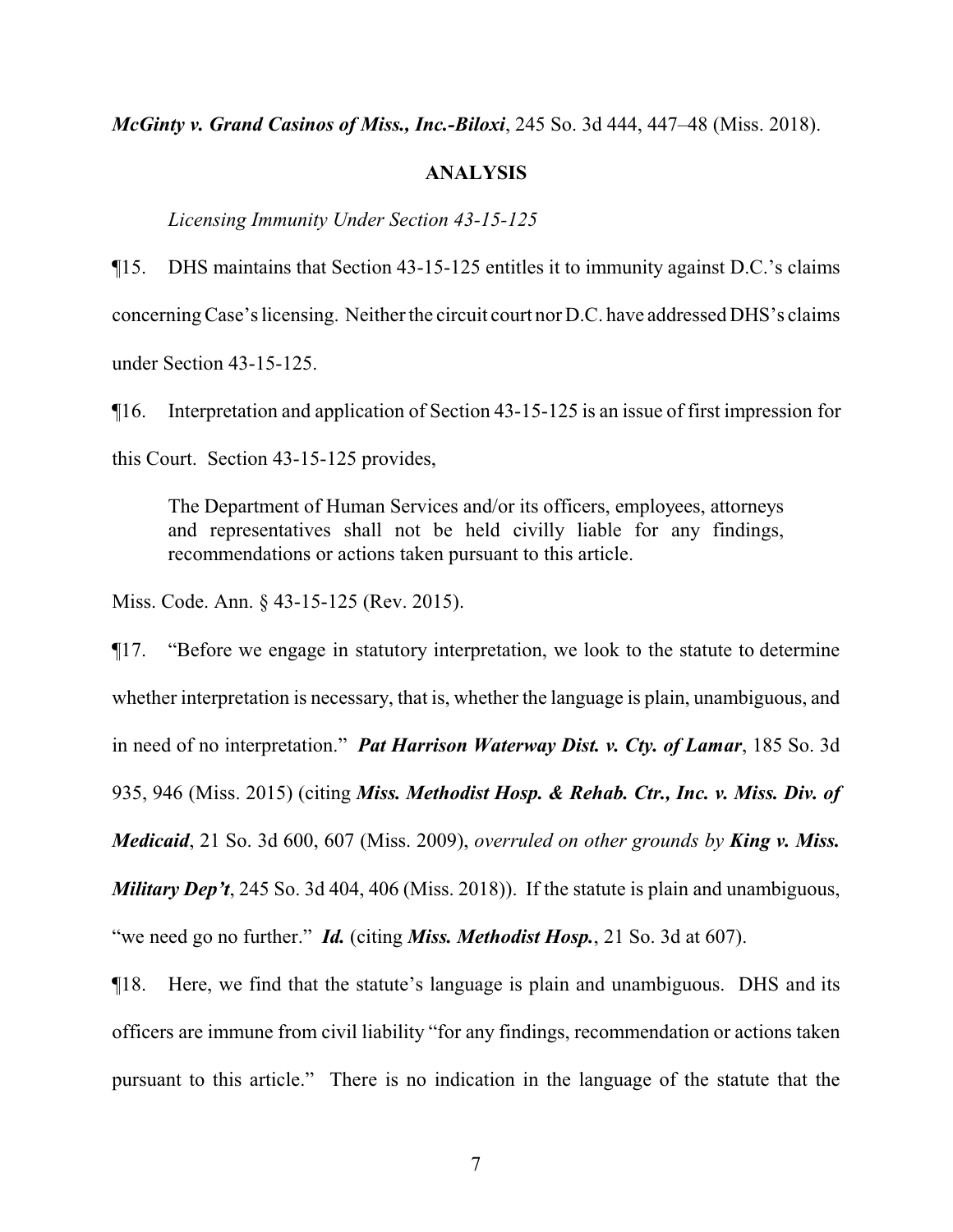***McGinty v. Grand Casinos of Miss., Inc.-Biloxi***, 245 So. 3d 444, 447–48 (Miss. 2018).

## ANALYSIS

*Licensing Immunity Under Section 43-15-125*

¶15. DHS maintains that Section 43-15-125 entitles it to immunity against D.C.'s claims concerning Case's licensing. Neither the circuit court nor D.C. have addressed DHS's claims under Section 43-15-125.

¶16. Interpretation and application of Section 43-15-125 is an issue of first impression for this Court. Section 43-15-125 provides,

> The Department of Human Services and/or its officers, employees, attorneys and representatives shall not be held civilly liable for any findings, recommendations or actions taken pursuant to this article.

Miss. Code. Ann. § 43-15-125 (Rev. 2015).

¶17. "Before we engage in statutory interpretation, we look to the statute to determine whether interpretation is necessary, that is, whether the language is plain, unambiguous, and in need of no interpretation." ***Pat Harrison Waterway Dist. v. Cty. of Lamar***, 185 So. 3d 935, 946 (Miss. 2015) (citing ***Miss. Methodist Hosp. & Rehab. Ctr., Inc. v. Miss. Div. of Medicaid***, 21 So. 3d 600, 607 (Miss. 2009), *overruled on other grounds by* ***King v. Miss. Military Dep't***, 245 So. 3d 404, 406 (Miss. 2018)). If the statute is plain and unambiguous, "we need go no further." ***Id.*** (citing ***Miss. Methodist Hosp.***, 21 So. 3d at 607).

¶18. Here, we find that the statute's language is plain and unambiguous. DHS and its officers are immune from civil liability "for any findings, recommendation or actions taken pursuant to this article." There is no indication in the language of the statute that the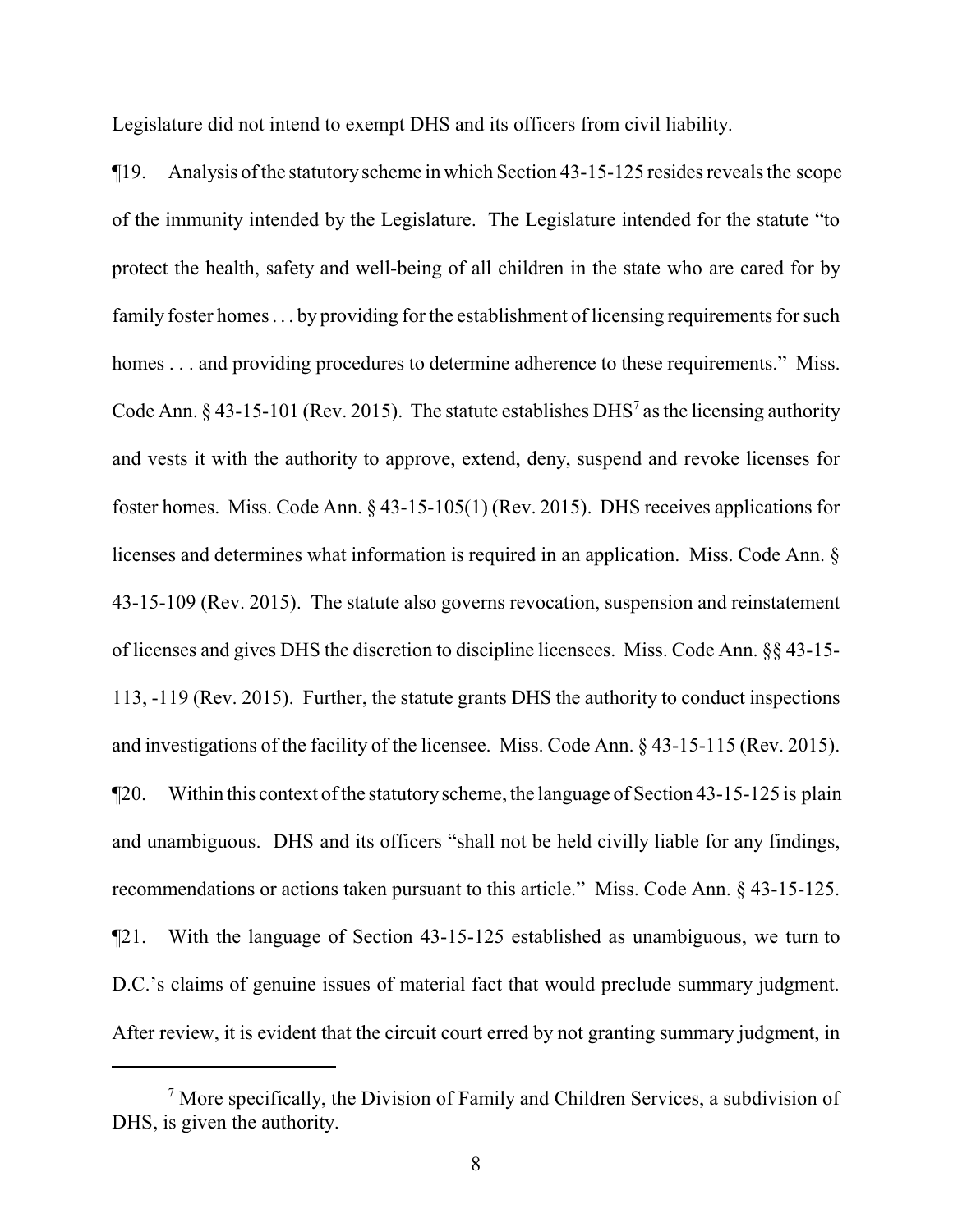Legislature did not intend to exempt DHS and its officers from civil liability.

¶19. Analysis of the statutory scheme in which Section 43-15-125 resides reveals the scope of the immunity intended by the Legislature. The Legislature intended for the statute "to protect the health, safety and well-being of all children in the state who are cared for by family foster homes . . . by providing for the establishment of licensing requirements for such homes . . . and providing procedures to determine adherence to these requirements." Miss. Code Ann. § 43-15-101 (Rev. 2015). The statute establishes DHS[7] as the licensing authority and vests it with the authority to approve, extend, deny, suspend and revoke licenses for foster homes. Miss. Code Ann. § 43-15-105(1) (Rev. 2015). DHS receives applications for licenses and determines what information is required in an application. Miss. Code Ann. § 43-15-109 (Rev. 2015). The statute also governs revocation, suspension and reinstatement of licenses and gives DHS the discretion to discipline licensees. Miss. Code Ann. §§ 43-15-113, -119 (Rev. 2015). Further, the statute grants DHS the authority to conduct inspections and investigations of the facility of the licensee. Miss. Code Ann. § 43-15-115 (Rev. 2015).

¶20. Within this context of the statutory scheme, the language of Section 43-15-125 is plain and unambiguous. DHS and its officers "shall not be held civilly liable for any findings, recommendations or actions taken pursuant to this article." Miss. Code Ann. § 43-15-125.

¶21. With the language of Section 43-15-125 established as unambiguous, we turn to D.C.'s claims of genuine issues of material fact that would preclude summary judgment. After review, it is evident that the circuit court erred by not granting summary judgment, in

[7] More specifically, the Division of Family and Children Services, a subdivision of DHS, is given the authority.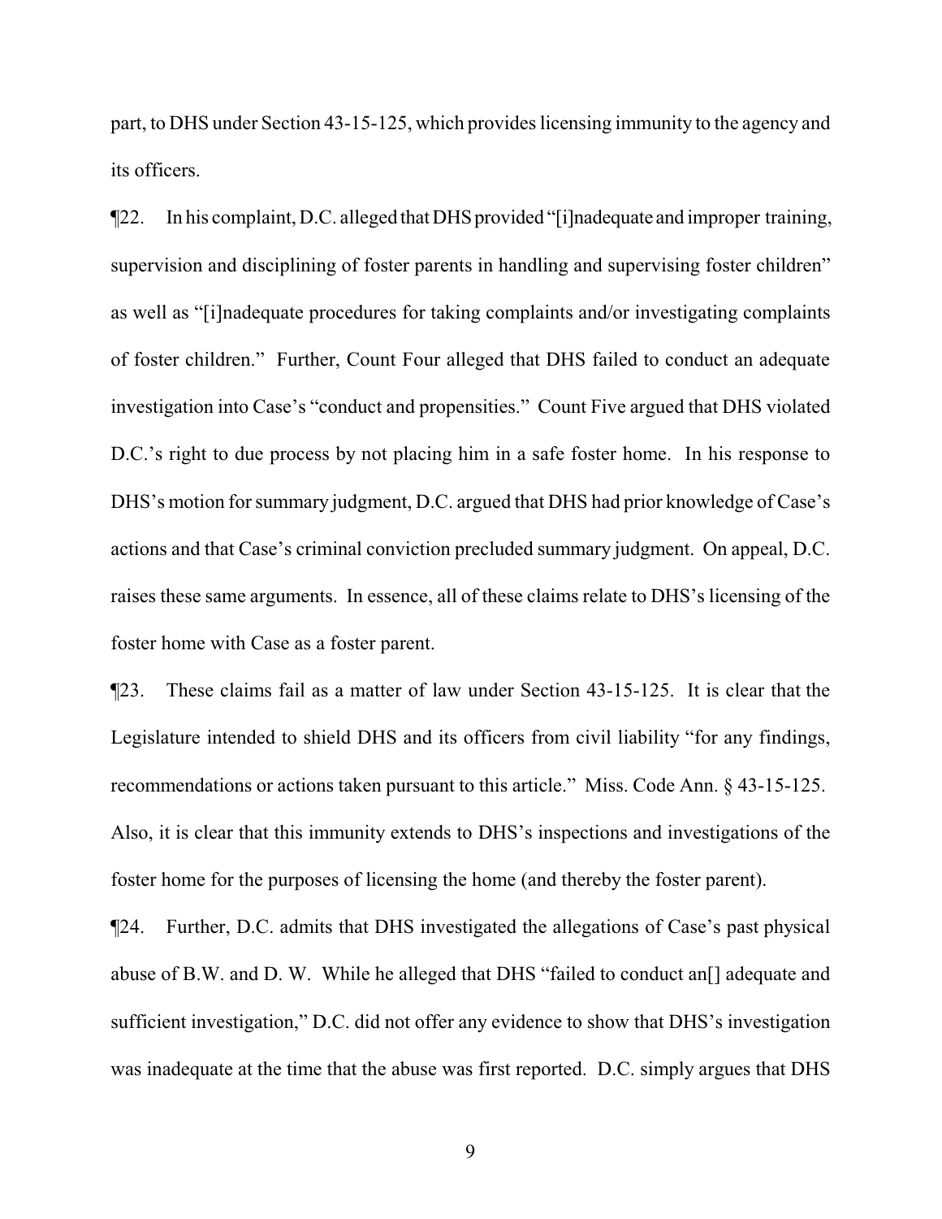part, to DHS under Section 43-15-125, which provides licensing immunity to the agency and its officers.

¶22. In his complaint, D.C. alleged that DHS provided "[i]nadequate and improper training, supervision and disciplining of foster parents in handling and supervising foster children" as well as "[i]nadequate procedures for taking complaints and/or investigating complaints of foster children." Further, Count Four alleged that DHS failed to conduct an adequate investigation into Case's "conduct and propensities." Count Five argued that DHS violated D.C.'s right to due process by not placing him in a safe foster home. In his response to DHS's motion for summary judgment, D.C. argued that DHS had prior knowledge of Case's actions and that Case's criminal conviction precluded summary judgment. On appeal, D.C. raises these same arguments. In essence, all of these claims relate to DHS's licensing of the foster home with Case as a foster parent.

¶23. These claims fail as a matter of law under Section 43-15-125. It is clear that the Legislature intended to shield DHS and its officers from civil liability "for any findings, recommendations or actions taken pursuant to this article." Miss. Code Ann. § 43-15-125. Also, it is clear that this immunity extends to DHS's inspections and investigations of the foster home for the purposes of licensing the home (and thereby the foster parent).

¶24. Further, D.C. admits that DHS investigated the allegations of Case's past physical abuse of B.W. and D. W. While he alleged that DHS "failed to conduct an[] adequate and sufficient investigation," D.C. did not offer any evidence to show that DHS's investigation was inadequate at the time that the abuse was first reported. D.C. simply argues that DHS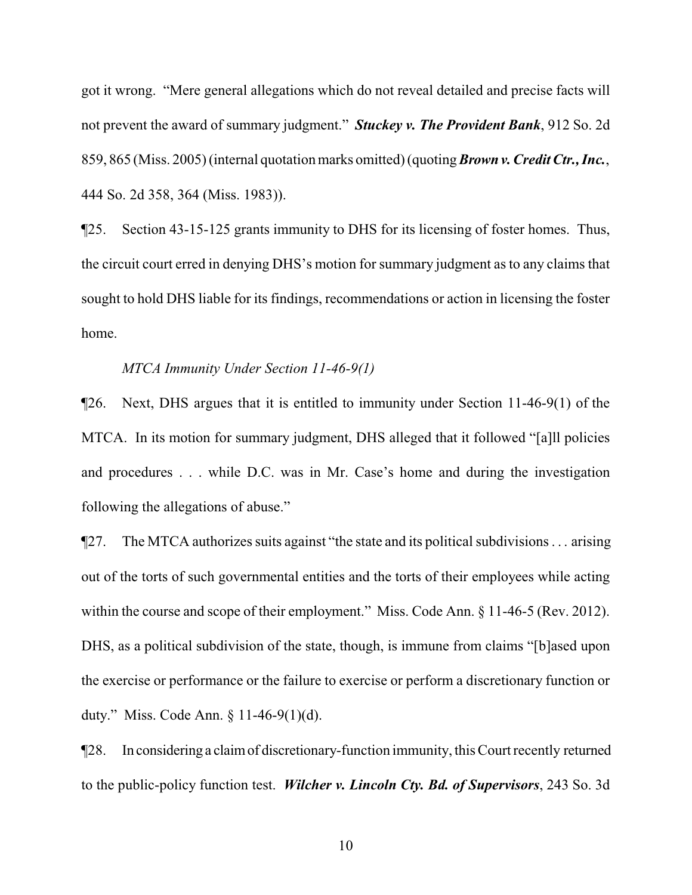got it wrong. "Mere general allegations which do not reveal detailed and precise facts will not prevent the award of summary judgment." ***Stuckey v. The Provident Bank***, 912 So. 2d 859, 865 (Miss. 2005) (internal quotation marks omitted) (quoting ***Brown v. Credit Ctr., Inc.***, 444 So. 2d 358, 364 (Miss. 1983)).

¶25. Section 43-15-125 grants immunity to DHS for its licensing of foster homes. Thus, the circuit court erred in denying DHS's motion for summary judgment as to any claims that sought to hold DHS liable for its findings, recommendations or action in licensing the foster home.

*MTCA Immunity Under Section 11-46-9(1)*

¶26. Next, DHS argues that it is entitled to immunity under Section 11-46-9(1) of the MTCA. In its motion for summary judgment, DHS alleged that it followed "[a]ll policies and procedures . . . while D.C. was in Mr. Case's home and during the investigation following the allegations of abuse."

¶27. The MTCA authorizes suits against "the state and its political subdivisions . . . arising out of the torts of such governmental entities and the torts of their employees while acting within the course and scope of their employment." Miss. Code Ann. § 11-46-5 (Rev. 2012). DHS, as a political subdivision of the state, though, is immune from claims "[b]ased upon the exercise or performance or the failure to exercise or perform a discretionary function or duty." Miss. Code Ann. § 11-46-9(1)(d).

¶28. In considering a claim of discretionary-function immunity, this Court recently returned to the public-policy function test. ***Wilcher v. Lincoln Cty. Bd. of Supervisors***, 243 So. 3d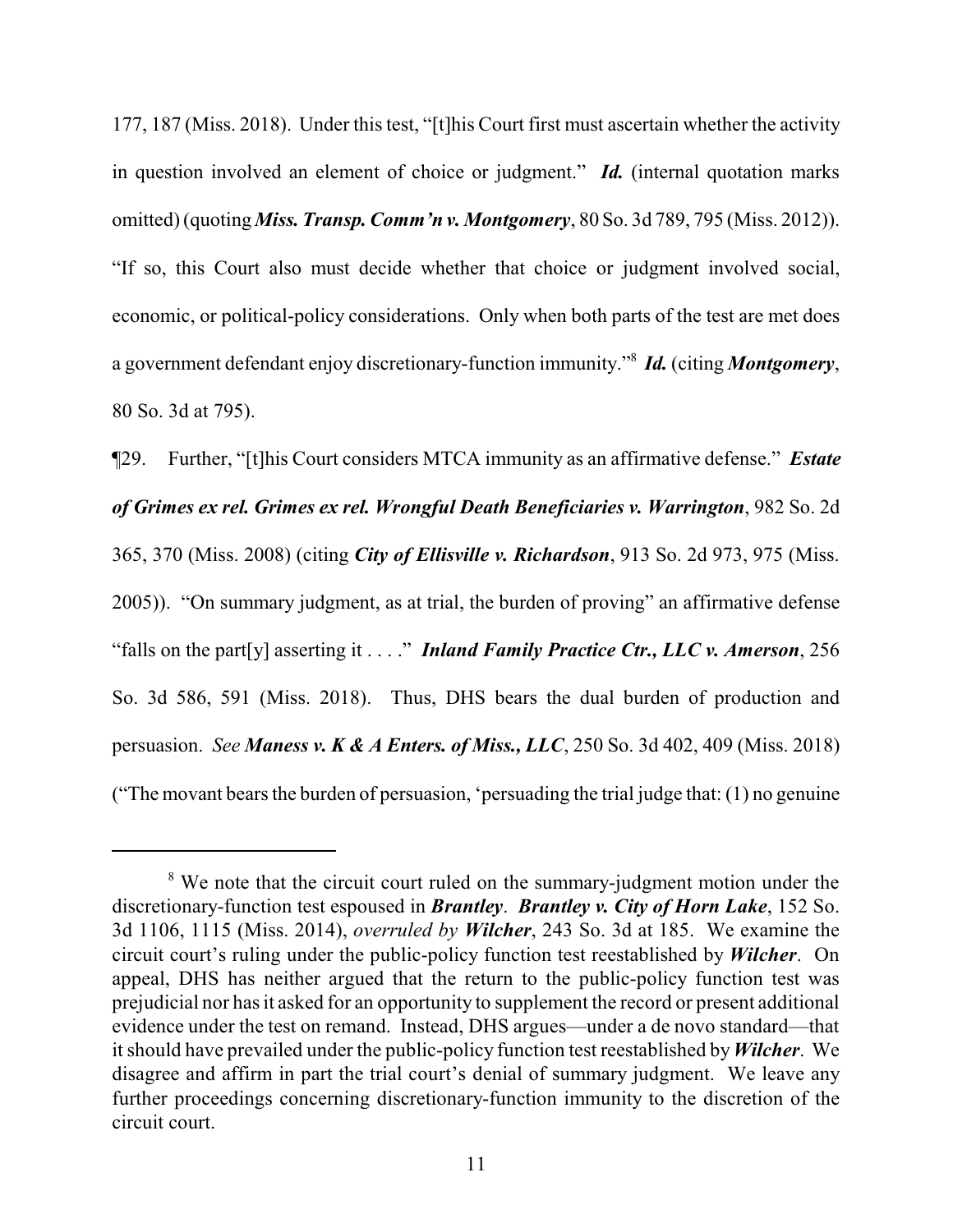177, 187 (Miss. 2018). Under this test, "[t]his Court first must ascertain whether the activity in question involved an element of choice or judgment." ***Id.*** (internal quotation marks omitted) (quoting ***Miss. Transp. Comm'n v. Montgomery***, 80 So. 3d 789, 795 (Miss. 2012)). "If so, this Court also must decide whether that choice or judgment involved social, economic, or political-policy considerations. Only when both parts of the test are met does a government defendant enjoy discretionary-function immunity."[8] ***Id.*** (citing ***Montgomery***, 80 So. 3d at 795).

¶29. Further, "[t]his Court considers MTCA immunity as an affirmative defense." ***Estate of Grimes ex rel. Grimes ex rel. Wrongful Death Beneficiaries v. Warrington***, 982 So. 2d 365, 370 (Miss. 2008) (citing ***City of Ellisville v. Richardson***, 913 So. 2d 973, 975 (Miss. 2005)). "On summary judgment, as at trial, the burden of proving" an affirmative defense "falls on the part[y] asserting it . . . ." ***Inland Family Practice Ctr., LLC v. Amerson***, 256 So. 3d 586, 591 (Miss. 2018). Thus, DHS bears the dual burden of production and persuasion. *See* ***Maness v. K & A Enters. of Miss., LLC***, 250 So. 3d 402, 409 (Miss. 2018) ("The movant bears the burden of persuasion, 'persuading the trial judge that: (1) no genuine

---

[8] We note that the circuit court ruled on the summary-judgment motion under the discretionary-function test espoused in ***Brantley***. ***Brantley v. City of Horn Lake***, 152 So. 3d 1106, 1115 (Miss. 2014), *overruled by* ***Wilcher***, 243 So. 3d at 185. We examine the circuit court's ruling under the public-policy function test reestablished by ***Wilcher***. On appeal, DHS has neither argued that the return to the public-policy function test was prejudicial nor has it asked for an opportunity to supplement the record or present additional evidence under the test on remand. Instead, DHS argues—under a de novo standard—that it should have prevailed under the public-policy function test reestablished by ***Wilcher***. We disagree and affirm in part the trial court's denial of summary judgment. We leave any further proceedings concerning discretionary-function immunity to the discretion of the circuit court.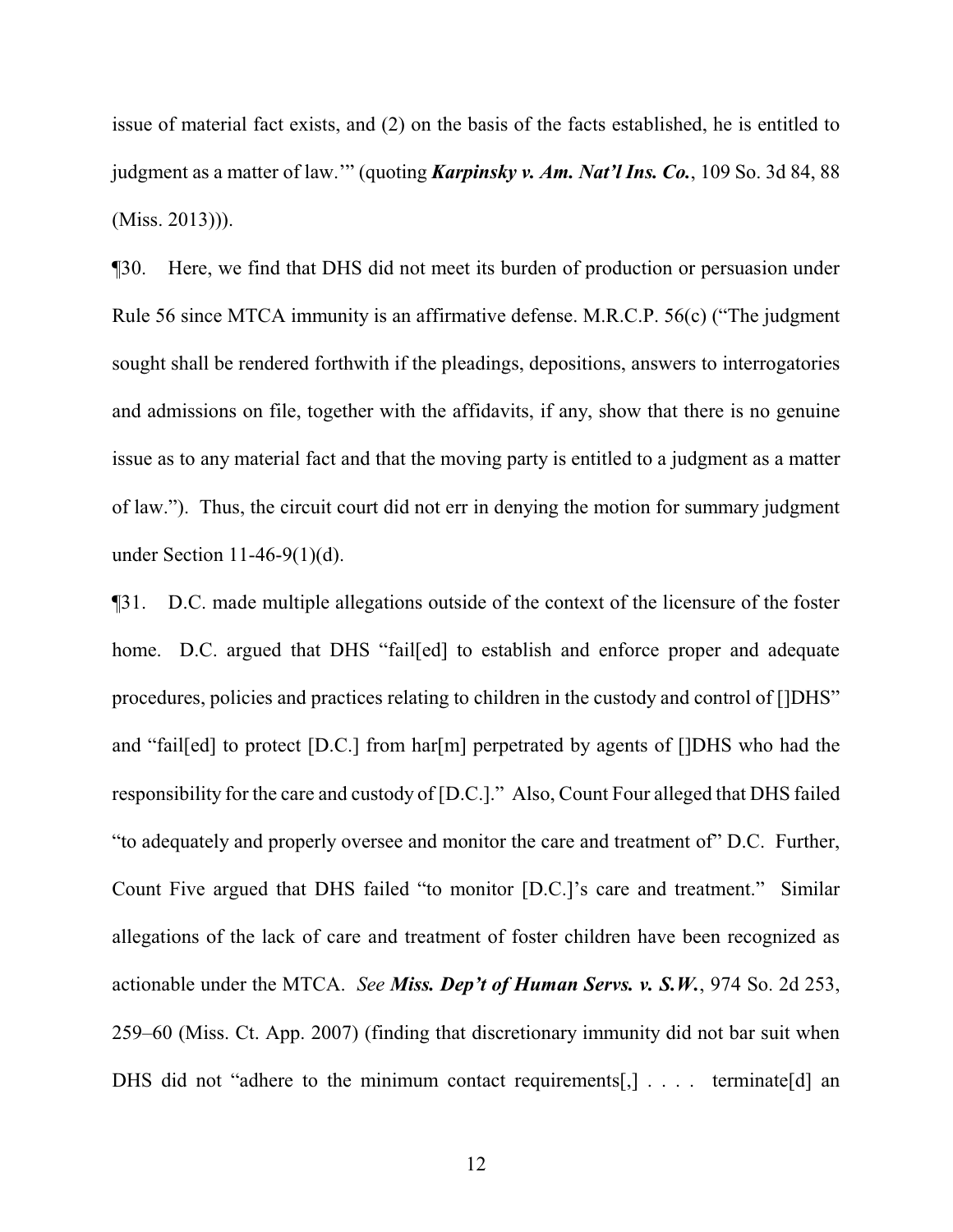issue of material fact exists, and (2) on the basis of the facts established, he is entitled to judgment as a matter of law.'" (quoting ***Karpinsky v. Am. Nat'l Ins. Co.***, 109 So. 3d 84, 88 (Miss. 2013))).

¶30. Here, we find that DHS did not meet its burden of production or persuasion under Rule 56 since MTCA immunity is an affirmative defense. M.R.C.P. 56(c) ("The judgment sought shall be rendered forthwith if the pleadings, depositions, answers to interrogatories and admissions on file, together with the affidavits, if any, show that there is no genuine issue as to any material fact and that the moving party is entitled to a judgment as a matter of law."). Thus, the circuit court did not err in denying the motion for summary judgment under Section 11-46-9(1)(d).

¶31. D.C. made multiple allegations outside of the context of the licensure of the foster home. D.C. argued that DHS "fail[ed] to establish and enforce proper and adequate procedures, policies and practices relating to children in the custody and control of []DHS" and "fail[ed] to protect [D.C.] from har[m] perpetrated by agents of []DHS who had the responsibility for the care and custody of [D.C.]." Also, Count Four alleged that DHS failed "to adequately and properly oversee and monitor the care and treatment of" D.C. Further, Count Five argued that DHS failed "to monitor [D.C.]'s care and treatment." Similar allegations of the lack of care and treatment of foster children have been recognized as actionable under the MTCA. *See* ***Miss. Dep't of Human Servs. v. S.W.***, 974 So. 2d 253, 259–60 (Miss. Ct. App. 2007) (finding that discretionary immunity did not bar suit when DHS did not "adhere to the minimum contact requirements[,] . . . . terminate[d] an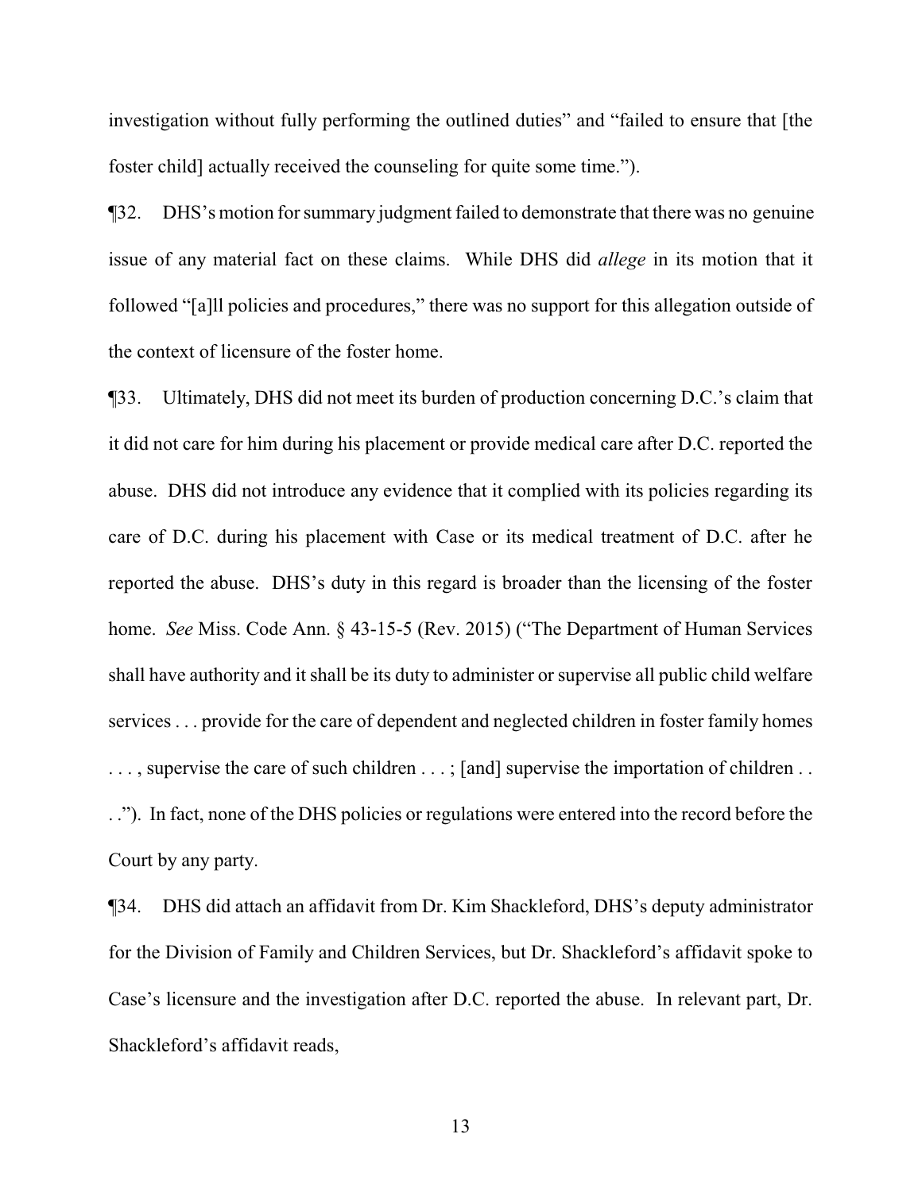investigation without fully performing the outlined duties" and "failed to ensure that [the foster child] actually received the counseling for quite some time.").

¶32. DHS's motion for summary judgment failed to demonstrate that there was no genuine issue of any material fact on these claims. While DHS did *allege* in its motion that it followed "[a]ll policies and procedures," there was no support for this allegation outside of the context of licensure of the foster home.

¶33. Ultimately, DHS did not meet its burden of production concerning D.C.'s claim that it did not care for him during his placement or provide medical care after D.C. reported the abuse. DHS did not introduce any evidence that it complied with its policies regarding its care of D.C. during his placement with Case or its medical treatment of D.C. after he reported the abuse. DHS's duty in this regard is broader than the licensing of the foster home. *See* Miss. Code Ann. § 43-15-5 (Rev. 2015) ("The Department of Human Services shall have authority and it shall be its duty to administer or supervise all public child welfare services . . . provide for the care of dependent and neglected children in foster family homes . . . , supervise the care of such children . . . ; [and] supervise the importation of children . . ."). In fact, none of the DHS policies or regulations were entered into the record before the Court by any party.

¶34. DHS did attach an affidavit from Dr. Kim Shackleford, DHS's deputy administrator for the Division of Family and Children Services, but Dr. Shackleford's affidavit spoke to Case's licensure and the investigation after D.C. reported the abuse. In relevant part, Dr. Shackleford's affidavit reads,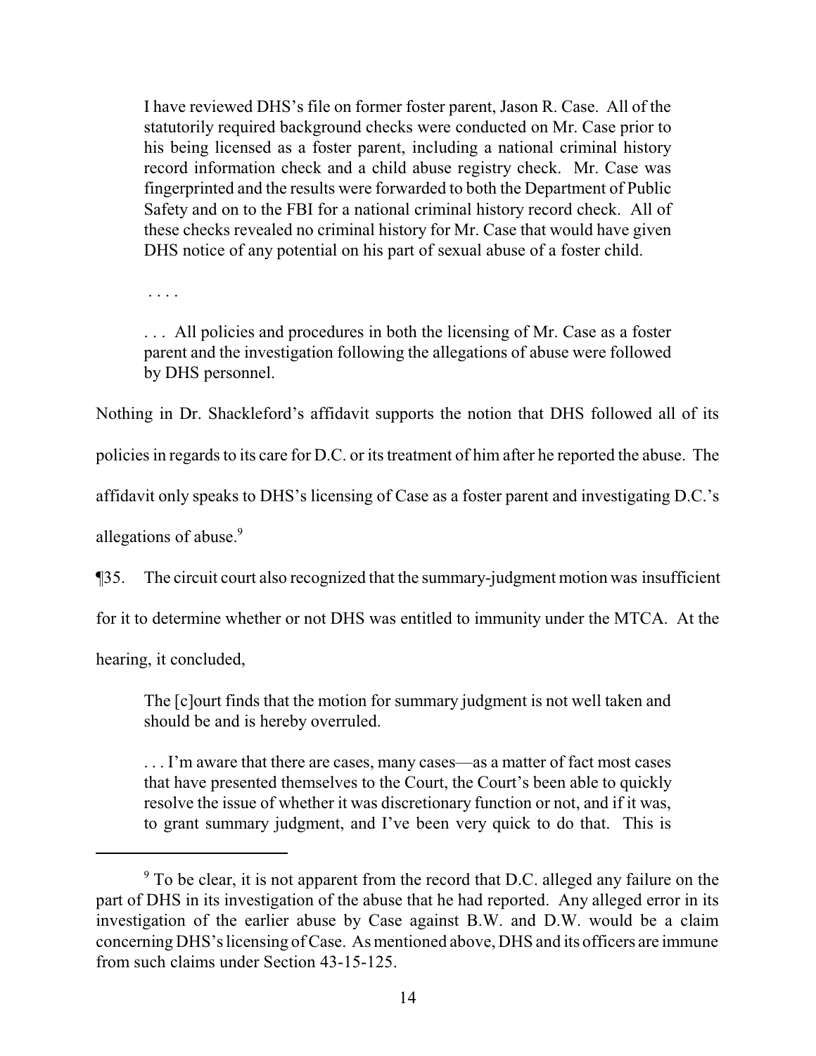> I have reviewed DHS's file on former foster parent, Jason R. Case. All of the statutorily required background checks were conducted on Mr. Case prior to his being licensed as a foster parent, including a national criminal history record information check and a child abuse registry check. Mr. Case was fingerprinted and the results were forwarded to both the Department of Public Safety and on to the FBI for a national criminal history record check. All of these checks revealed no criminal history for Mr. Case that would have given DHS notice of any potential on his part of sexual abuse of a foster child.
>
> . . . .
>
> . . . All policies and procedures in both the licensing of Mr. Case as a foster parent and the investigation following the allegations of abuse were followed by DHS personnel.

Nothing in Dr. Shackleford's affidavit supports the notion that DHS followed all of its policies in regards to its care for D.C. or its treatment of him after he reported the abuse. The affidavit only speaks to DHS's licensing of Case as a foster parent and investigating D.C.'s allegations of abuse.[9]

¶35. The circuit court also recognized that the summary-judgment motion was insufficient for it to determine whether or not DHS was entitled to immunity under the MTCA. At the hearing, it concluded,

> The [c]ourt finds that the motion for summary judgment is not well taken and should be and is hereby overruled.
>
> . . . I'm aware that there are cases, many cases—as a matter of fact most cases that have presented themselves to the Court, the Court's been able to quickly resolve the issue of whether it was discretionary function or not, and if it was, to grant summary judgment, and I've been very quick to do that. This is

[9] To be clear, it is not apparent from the record that D.C. alleged any failure on the part of DHS in its investigation of the abuse that he had reported. Any alleged error in its investigation of the earlier abuse by Case against B.W. and D.W. would be a claim concerning DHS's licensing of Case. As mentioned above, DHS and its officers are immune from such claims under Section 43-15-125.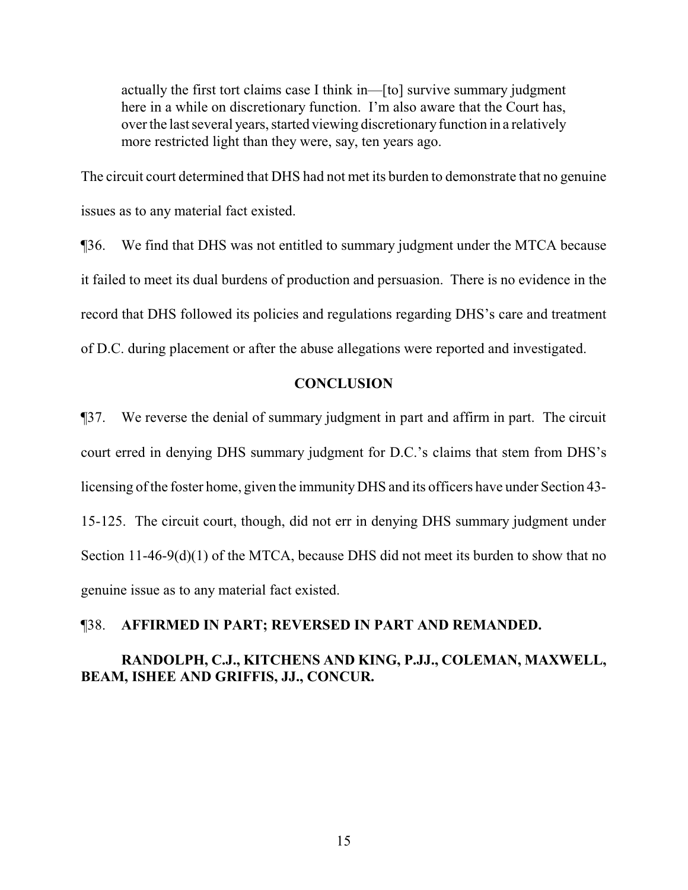> actually the first tort claims case I think in—[to] survive summary judgment here in a while on discretionary function. I'm also aware that the Court has, over the last several years, started viewing discretionary function in a relatively more restricted light than they were, say, ten years ago.

The circuit court determined that DHS had not met its burden to demonstrate that no genuine issues as to any material fact existed.

¶36. We find that DHS was not entitled to summary judgment under the MTCA because it failed to meet its dual burdens of production and persuasion. There is no evidence in the record that DHS followed its policies and regulations regarding DHS's care and treatment of D.C. during placement or after the abuse allegations were reported and investigated.

## CONCLUSION

¶37. We reverse the denial of summary judgment in part and affirm in part. The circuit court erred in denying DHS summary judgment for D.C.'s claims that stem from DHS's licensing of the foster home, given the immunity DHS and its officers have under Section 43-15-125. The circuit court, though, did not err in denying DHS summary judgment under Section 11-46-9(d)(1) of the MTCA, because DHS did not meet its burden to show that no genuine issue as to any material fact existed.

¶38. **AFFIRMED IN PART; REVERSED IN PART AND REMANDED.**

**RANDOLPH, C.J., KITCHENS AND KING, P.JJ., COLEMAN, MAXWELL, BEAM, ISHEE AND GRIFFIS, JJ., CONCUR.**